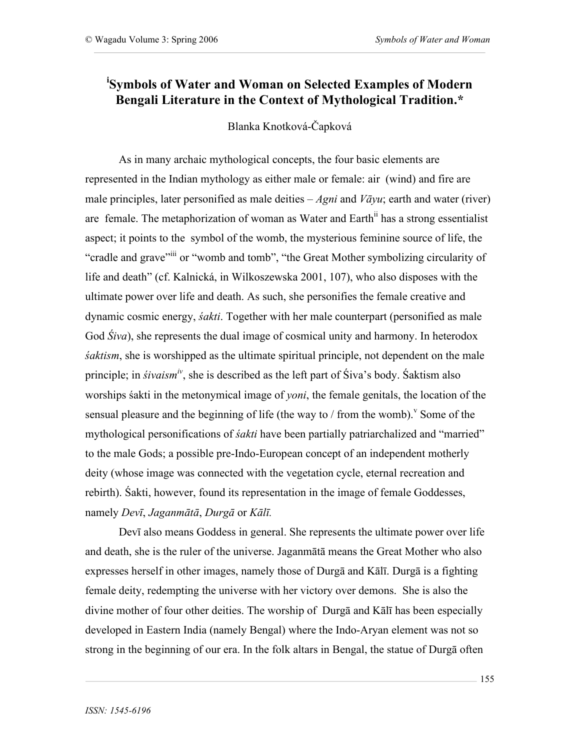# [i]Symbols of Water and Woman on Selected Examples of Modern Bengali Literature in the Context of Mythological Tradition.*

Blanka Knotková-Čapková

As in many archaic mythological concepts, the four basic elements are represented in the Indian mythology as either male or female: air (wind) and fire are male principles, later personified as male deities – *Agni* and *Vāyu*; earth and water (river) are female. The metaphorization of woman as Water and Earth[ii] has a strong essentialist aspect; it points to the symbol of the womb, the mysterious feminine source of life, the "cradle and grave"[iii] or "womb and tomb", "the Great Mother symbolizing circularity of life and death" (cf. Kalnická, in Wilkoszewska 2001, 107), who also disposes with the ultimate power over life and death. As such, she personifies the female creative and dynamic cosmic energy, *śakti*. Together with her male counterpart (personified as male God *Śiva*), she represents the dual image of cosmical unity and harmony. In heterodox *śaktism*, she is worshipped as the ultimate spiritual principle, not dependent on the male principle; in *śivaism*[iv], she is described as the left part of Śiva's body. Śaktism also worships śakti in the metonymical image of *yoni*, the female genitals, the location of the sensual pleasure and the beginning of life (the way to / from the womb).[v] Some of the mythological personifications of *śakti* have been partially patriarchalized and "married" to the male Gods; a possible pre-Indo-European concept of an independent motherly deity (whose image was connected with the vegetation cycle, eternal recreation and rebirth). Śakti, however, found its representation in the image of female Goddesses, namely *Devī*, *Jaganmātā*, *Durgā* or *Kālī.*

Devī also means Goddess in general. She represents the ultimate power over life and death, she is the ruler of the universe. Jaganmātā means the Great Mother who also expresses herself in other images, namely those of Durgā and Kālī. Durgā is a fighting female deity, redempting the universe with her victory over demons. She is also the divine mother of four other deities. The worship of Durgā and Kālī has been especially developed in Eastern India (namely Bengal) where the Indo-Aryan element was not so strong in the beginning of our era. In the folk altars in Bengal, the statue of Durgā often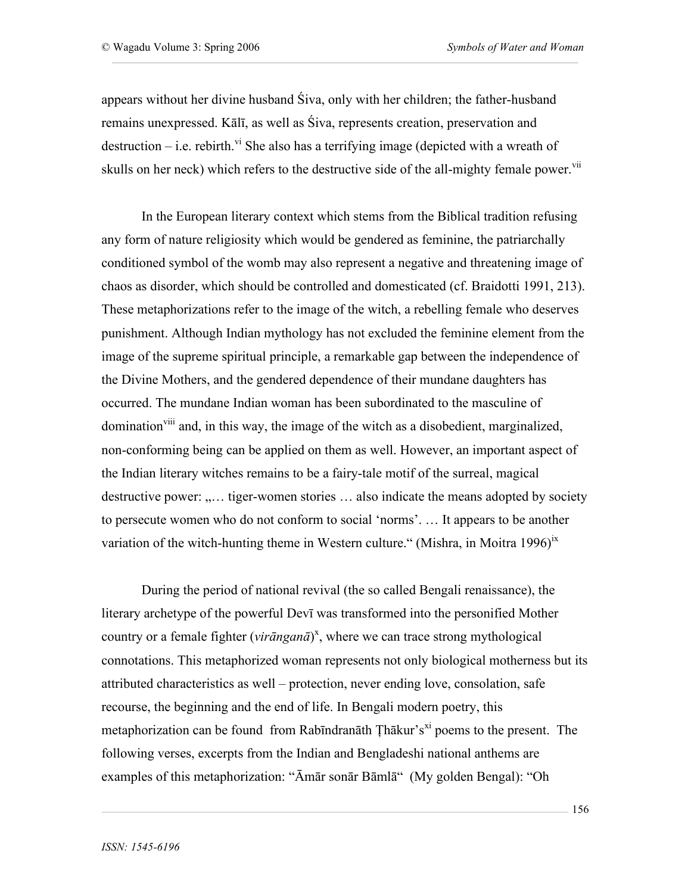appears without her divine husband Śiva, only with her children; the father-husband remains unexpressed. Kālī, as well as Śiva, represents creation, preservation and destruction – i.e. rebirth.[vi] She also has a terrifying image (depicted with a wreath of skulls on her neck) which refers to the destructive side of the all-mighty female power.[vii]

In the European literary context which stems from the Biblical tradition refusing any form of nature religiosity which would be gendered as feminine, the patriarchally conditioned symbol of the womb may also represent a negative and threatening image of chaos as disorder, which should be controlled and domesticated (cf. Braidotti 1991, 213). These metaphorizations refer to the image of the witch, a rebelling female who deserves punishment. Although Indian mythology has not excluded the feminine element from the image of the supreme spiritual principle, a remarkable gap between the independence of the Divine Mothers, and the gendered dependence of their mundane daughters has occurred. The mundane Indian woman has been subordinated to the masculine of domination[viii] and, in this way, the image of the witch as a disobedient, marginalized, non-conforming being can be applied on them as well. However, an important aspect of the Indian literary witches remains to be a fairy-tale motif of the surreal, magical destructive power: „… tiger-women stories … also indicate the means adopted by society to persecute women who do not conform to social 'norms'. … It appears to be another variation of the witch-hunting theme in Western culture." (Mishra, in Moitra 1996)[ix]

During the period of national revival (the so called Bengali renaissance), the literary archetype of the powerful Devī was transformed into the personified Mother country or a female fighter (*virāṅganā*)[x], where we can trace strong mythological connotations. This metaphorized woman represents not only biological motherness but its attributed characteristics as well – protection, never ending love, consolation, safe recourse, the beginning and the end of life. In Bengali modern poetry, this metaphorization can be found from Rabīndranāth Ṭhākur's[xi] poems to the present. The following verses, excerpts from the Indian and Bengladeshi national anthems are examples of this metaphorization: "Āmār sonār Bāmlā" (My golden Bengal): "Oh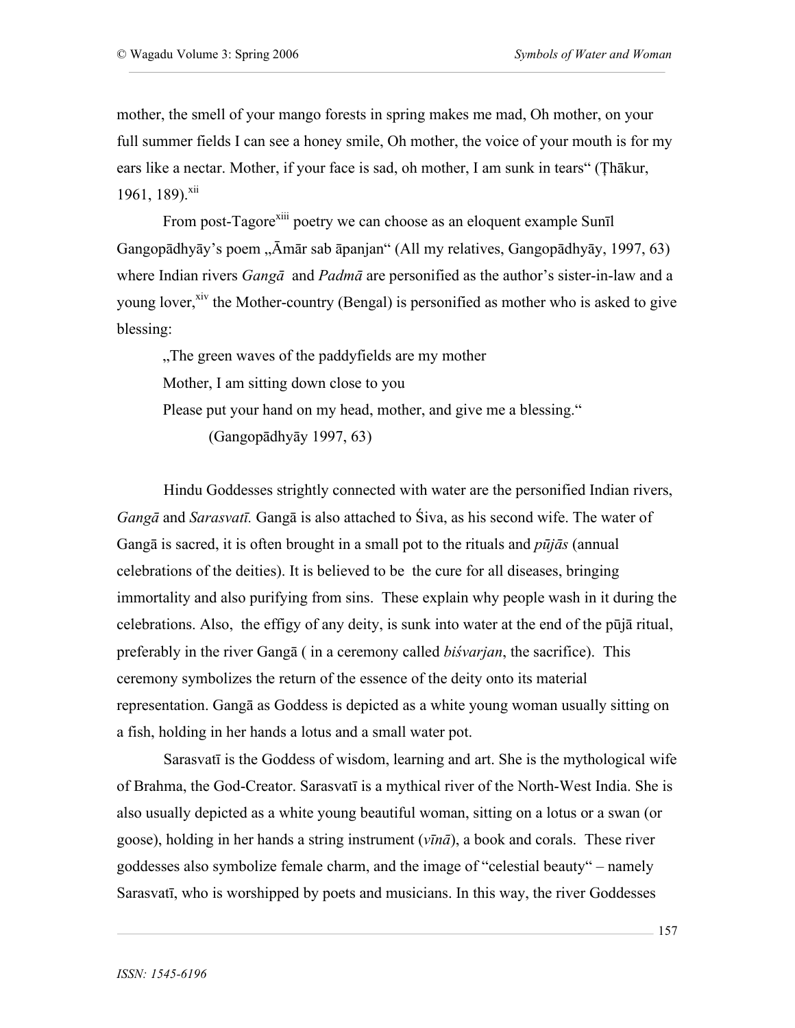mother, the smell of your mango forests in spring makes me mad, Oh mother, on your full summer fields I can see a honey smile, Oh mother, the voice of your mouth is for my ears like a nectar. Mother, if your face is sad, oh mother, I am sunk in tears" (Ṭhākur, 1961, 189).[xii]

From post-Tagore[xiii] poetry we can choose as an eloquent example Sunīl Gangopādhyāy's poem „Āmār sab āpanjan" (All my relatives, Gangopādhyāy, 1997, 63) where Indian rivers *Gangā* and *Padmā* are personified as the author's sister-in-law and a young lover,[xiv] the Mother-country (Bengal) is personified as mother who is asked to give blessing:

> „The green waves of the paddyfields are my mother
> Mother, I am sitting down close to you
> Please put your hand on my head, mother, and give me a blessing."
> (Gangopādhyāy 1997, 63)

Hindu Goddesses strightly connected with water are the personified Indian rivers, *Gangā* and *Sarasvatī.* Gangā is also attached to Śiva, as his second wife. The water of Gangā is sacred, it is often brought in a small pot to the rituals and *pūjās* (annual celebrations of the deities). It is believed to be the cure for all diseases, bringing immortality and also purifying from sins. These explain why people wash in it during the celebrations. Also, the effigy of any deity, is sunk into water at the end of the pūjā ritual, preferably in the river Gangā ( in a ceremony called *biśvarjan*, the sacrifice). This ceremony symbolizes the return of the essence of the deity onto its material representation. Gangā as Goddess is depicted as a white young woman usually sitting on a fish, holding in her hands a lotus and a small water pot.

Sarasvatī is the Goddess of wisdom, learning and art. She is the mythological wife of Brahma, the God-Creator. Sarasvatī is a mythical river of the North-West India. She is also usually depicted as a white young beautiful woman, sitting on a lotus or a swan (or goose), holding in her hands a string instrument (*vīnā*), a book and corals. These river goddesses also symbolize female charm, and the image of "celestial beauty" – namely Sarasvatī, who is worshipped by poets and musicians. In this way, the river Goddesses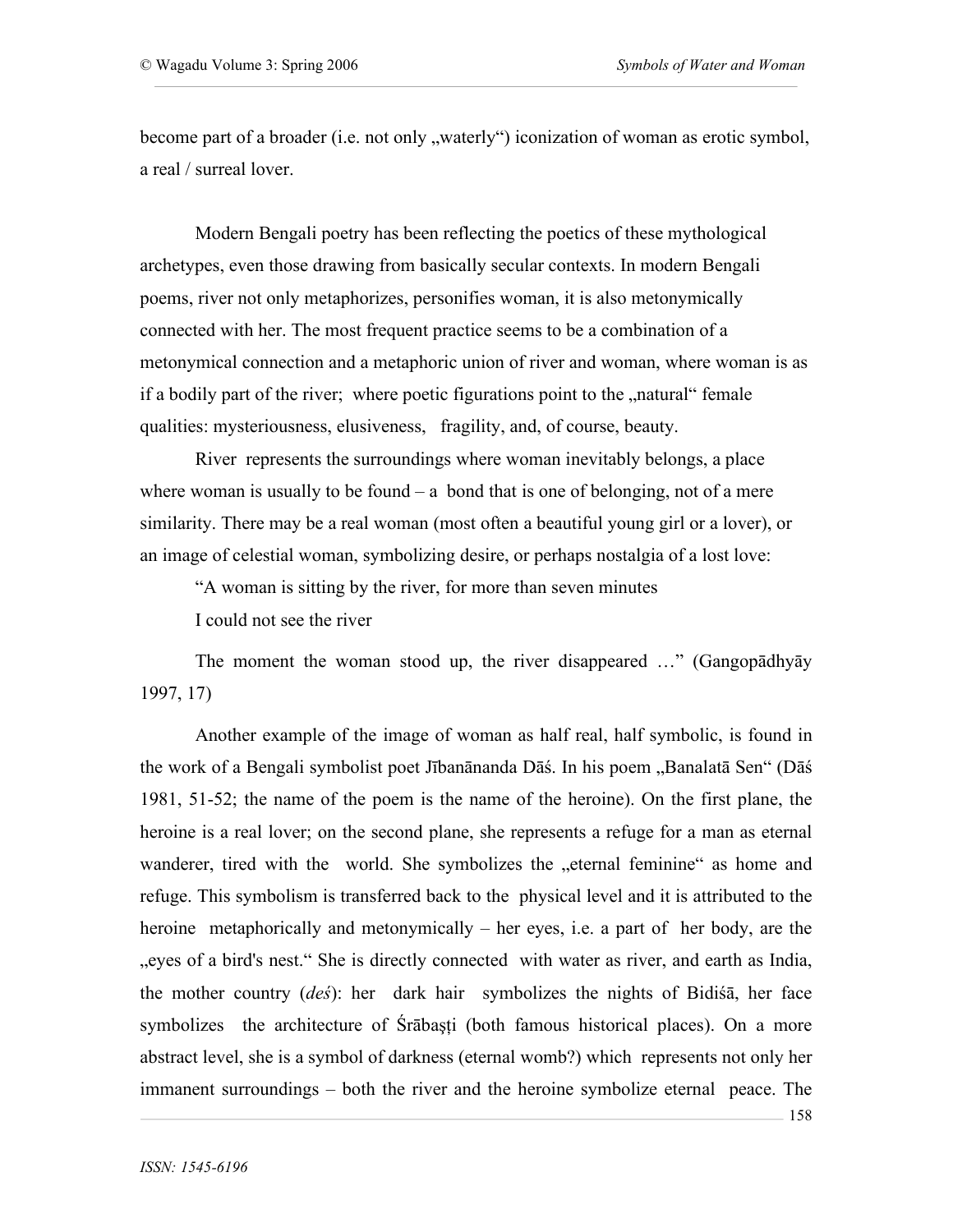become part of a broader (i.e. not only „waterly“) iconization of woman as erotic symbol, a real / surreal lover.

Modern Bengali poetry has been reflecting the poetics of these mythological archetypes, even those drawing from basically secular contexts. In modern Bengali poems, river not only metaphorizes, personifies woman, it is also metonymically connected with her. The most frequent practice seems to be a combination of a metonymical connection and a metaphoric union of river and woman, where woman is as if a bodily part of the river; where poetic figurations point to the „natural“ female qualities: mysteriousness, elusiveness, fragility, and, of course, beauty.

River represents the surroundings where woman inevitably belongs, a place where woman is usually to be found – a bond that is one of belonging, not of a mere similarity. There may be a real woman (most often a beautiful young girl or a lover), or an image of celestial woman, symbolizing desire, or perhaps nostalgia of a lost love:

“A woman is sitting by the river, for more than seven minutes

I could not see the river

The moment the woman stood up, the river disappeared …” (Gangopādhyāy 1997, 17)

Another example of the image of woman as half real, half symbolic, is found in the work of a Bengali symbolist poet Jībanānanda Dāś. In his poem „Banalatā Sen“ (Dāś 1981, 51-52; the name of the poem is the name of the heroine). On the first plane, the heroine is a real lover; on the second plane, she represents a refuge for a man as eternal wanderer, tired with the world. She symbolizes the „eternal feminine“ as home and refuge. This symbolism is transferred back to the physical level and it is attributed to the heroine metaphorically and metonymically – her eyes, i.e. a part of her body, are the „eyes of a bird's nest.“ She is directly connected with water as river, and earth as India, the mother country (*deś*): her dark hair symbolizes the nights of Bidiśā, her face symbolizes the architecture of Śrābaṣṭi (both famous historical places). On a more abstract level, she is a symbol of darkness (eternal womb?) which represents not only her immanent surroundings – both the river and the heroine symbolize eternal peace. The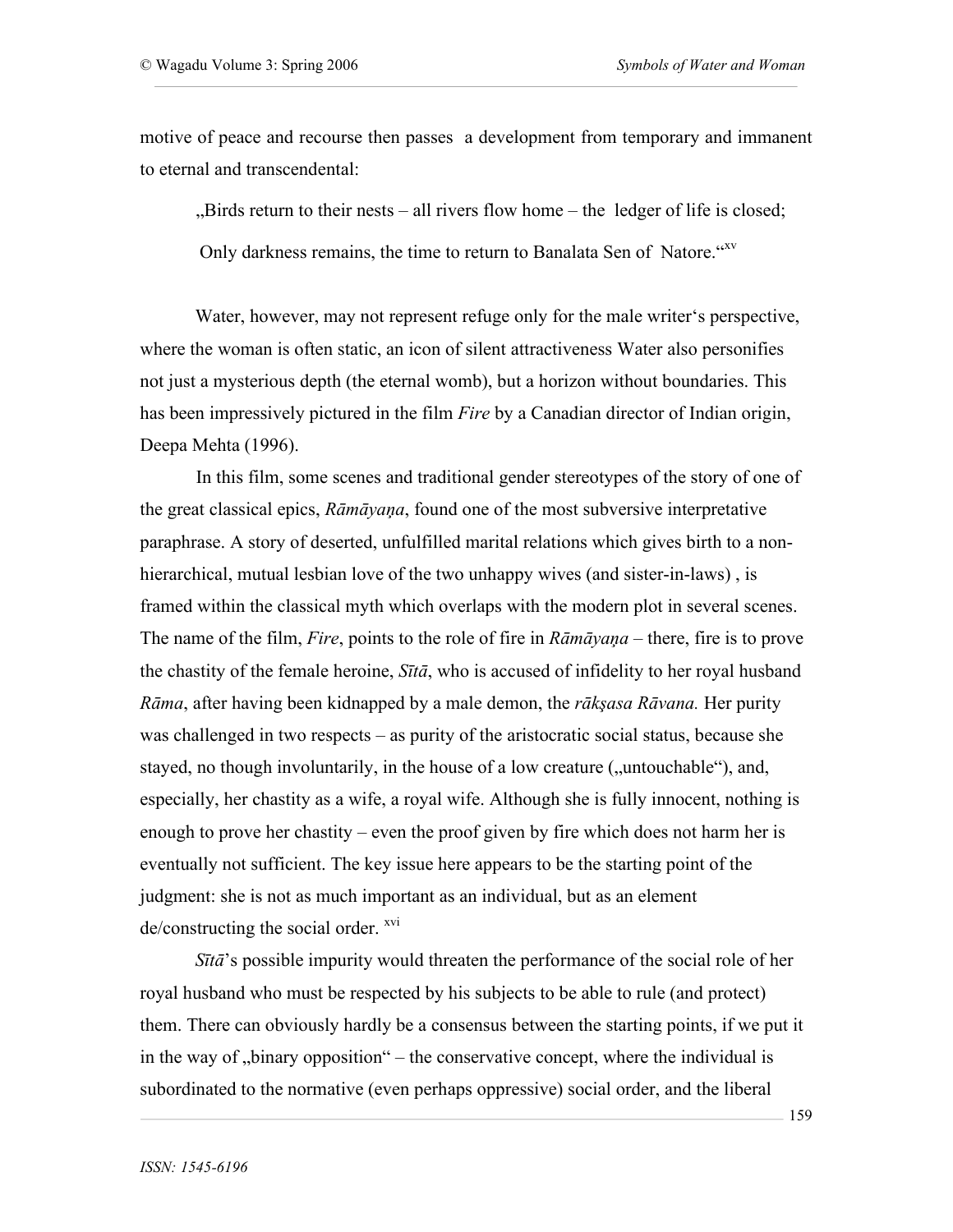motive of peace and recourse then passes a development from temporary and immanent to eternal and transcendental:

> „Birds return to their nests – all rivers flow home – the ledger of life is closed;
>
> Only darkness remains, the time to return to Banalata Sen of Natore.“[xv]

Water, however, may not represent refuge only for the male writer‘s perspective, where the woman is often static, an icon of silent attractiveness Water also personifies not just a mysterious depth (the eternal womb), but a horizon without boundaries. This has been impressively pictured in the film *Fire* by a Canadian director of Indian origin, Deepa Mehta (1996).

In this film, some scenes and traditional gender stereotypes of the story of one of the great classical epics, *Rāmāyaṇa*, found one of the most subversive interpretative paraphrase. A story of deserted, unfulfilled marital relations which gives birth to a non-hierarchical, mutual lesbian love of the two unhappy wives (and sister-in-laws) , is framed within the classical myth which overlaps with the modern plot in several scenes. The name of the film, *Fire*, points to the role of fire in *Rāmāyaṇa* – there, fire is to prove the chastity of the female heroine, *Sītā*, who is accused of infidelity to her royal husband *Rāma*, after having been kidnapped by a male demon, the *rākṣasa Rāvana.* Her purity was challenged in two respects – as purity of the aristocratic social status, because she stayed, no though involuntarily, in the house of a low creature („untouchable“), and, especially, her chastity as a wife, a royal wife. Although she is fully innocent, nothing is enough to prove her chastity – even the proof given by fire which does not harm her is eventually not sufficient. The key issue here appears to be the starting point of the judgment: she is not as much important as an individual, but as an element de/constructing the social order. [xvi]

*Sītā*'s possible impurity would threaten the performance of the social role of her royal husband who must be respected by his subjects to be able to rule (and protect) them. There can obviously hardly be a consensus between the starting points, if we put it in the way of „binary opposition“ – the conservative concept, where the individual is subordinated to the normative (even perhaps oppressive) social order, and the liberal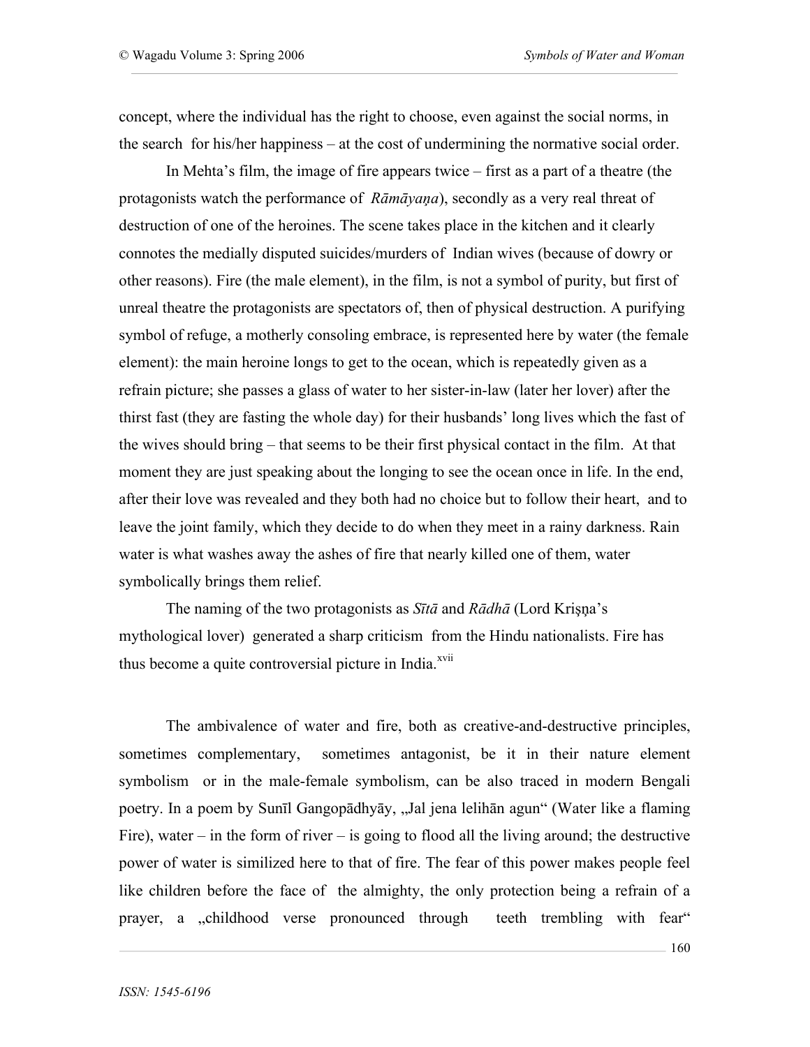concept, where the individual has the right to choose, even against the social norms, in the search for his/her happiness – at the cost of undermining the normative social order.

In Mehta's film, the image of fire appears twice – first as a part of a theatre (the protagonists watch the performance of *Rāmāyaṇa*), secondly as a very real threat of destruction of one of the heroines. The scene takes place in the kitchen and it clearly connotes the medially disputed suicides/murders of Indian wives (because of dowry or other reasons). Fire (the male element), in the film, is not a symbol of purity, but first of unreal theatre the protagonists are spectators of, then of physical destruction. A purifying symbol of refuge, a motherly consoling embrace, is represented here by water (the female element): the main heroine longs to get to the ocean, which is repeatedly given as a refrain picture; she passes a glass of water to her sister-in-law (later her lover) after the thirst fast (they are fasting the whole day) for their husbands' long lives which the fast of the wives should bring – that seems to be their first physical contact in the film. At that moment they are just speaking about the longing to see the ocean once in life. In the end, after their love was revealed and they both had no choice but to follow their heart, and to leave the joint family, which they decide to do when they meet in a rainy darkness. Rain water is what washes away the ashes of fire that nearly killed one of them, water symbolically brings them relief.

The naming of the two protagonists as *Sītā* and *Rādhā* (Lord Krişṇa's mythological lover) generated a sharp criticism from the Hindu nationalists. Fire has thus become a quite controversial picture in India.[xvii]

The ambivalence of water and fire, both as creative-and-destructive principles, sometimes complementary, sometimes antagonist, be it in their nature element symbolism or in the male-female symbolism, can be also traced in modern Bengali poetry. In a poem by Sunīl Gangopādhyāy, „Jal jena lelihān agun" (Water like a flaming Fire), water – in the form of river – is going to flood all the living around; the destructive power of water is similized here to that of fire. The fear of this power makes people feel like children before the face of the almighty, the only protection being a refrain of a prayer, a „childhood verse pronounced through teeth trembling with fear"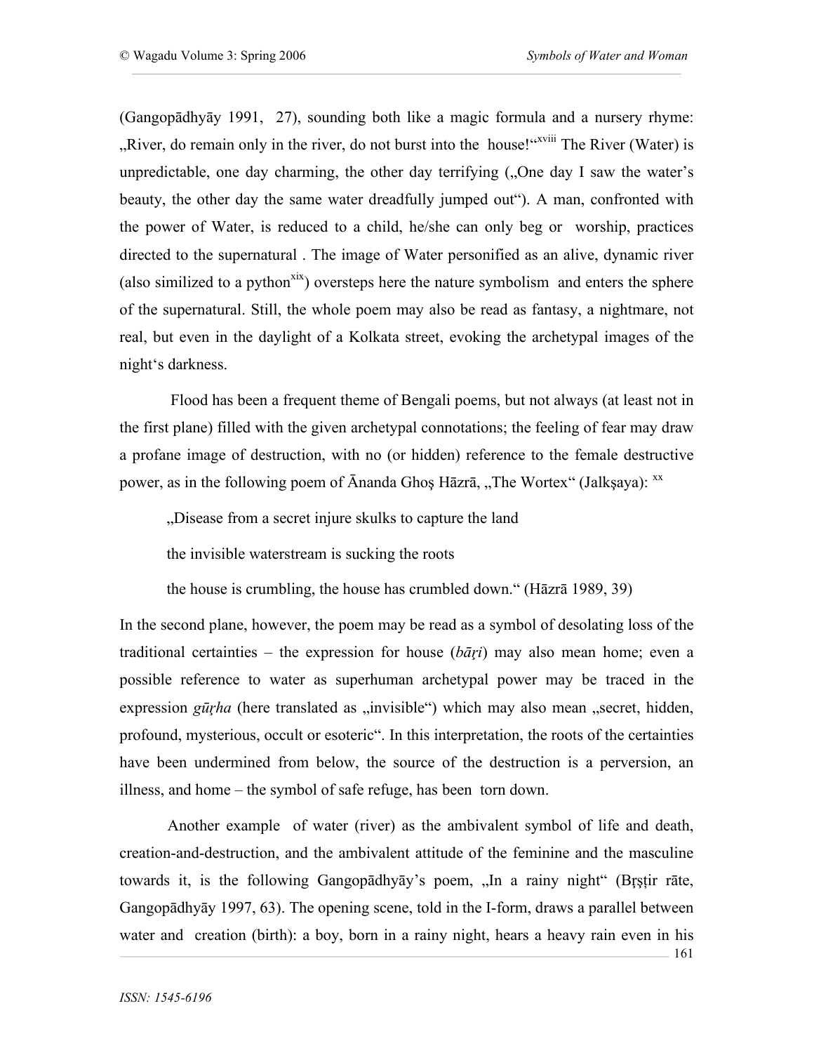(Gangopādhyāy 1991, 27), sounding both like a magic formula and a nursery rhyme: „River, do remain only in the river, do not burst into the house!“[xviii] The River (Water) is unpredictable, one day charming, the other day terrifying („One day I saw the water's beauty, the other day the same water dreadfully jumped out“). A man, confronted with the power of Water, is reduced to a child, he/she can only beg or worship, practices directed to the supernatural . The image of Water personified as an alive, dynamic river (also similized to a python[xix]) oversteps here the nature symbolism and enters the sphere of the supernatural. Still, the whole poem may also be read as fantasy, a nightmare, not real, but even in the daylight of a Kolkata street, evoking the archetypal images of the night's darkness.

Flood has been a frequent theme of Bengali poems, but not always (at least not in the first plane) filled with the given archetypal connotations; the feeling of fear may draw a profane image of destruction, with no (or hidden) reference to the female destructive power, as in the following poem of Ānanda Ghoş Hāzrā, „The Wortex“ (Jalkşaya): [xx]

> „Disease from a secret injure skulks to capture the land
>
> the invisible waterstream is sucking the roots
>
> the house is crumbling, the house has crumbled down.“ (Hāzrā 1989, 39)

In the second plane, however, the poem may be read as a symbol of desolating loss of the traditional certainties – the expression for house (*bāṛi*) may also mean home; even a possible reference to water as superhuman archetypal power may be traced in the expression *gūṛha* (here translated as „invisible“) which may also mean „secret, hidden, profound, mysterious, occult or esoteric“. In this interpretation, the roots of the certainties have been undermined from below, the source of the destruction is a perversion, an illness, and home – the symbol of safe refuge, has been torn down.

Another example of water (river) as the ambivalent symbol of life and death, creation-and-destruction, and the ambivalent attitude of the feminine and the masculine towards it, is the following Gangopādhyāy's poem, „In a rainy night“ (Bṛṣṭir rāte, Gangopādhyāy 1997, 63). The opening scene, told in the I-form, draws a parallel between water and creation (birth): a boy, born in a rainy night, hears a heavy rain even in his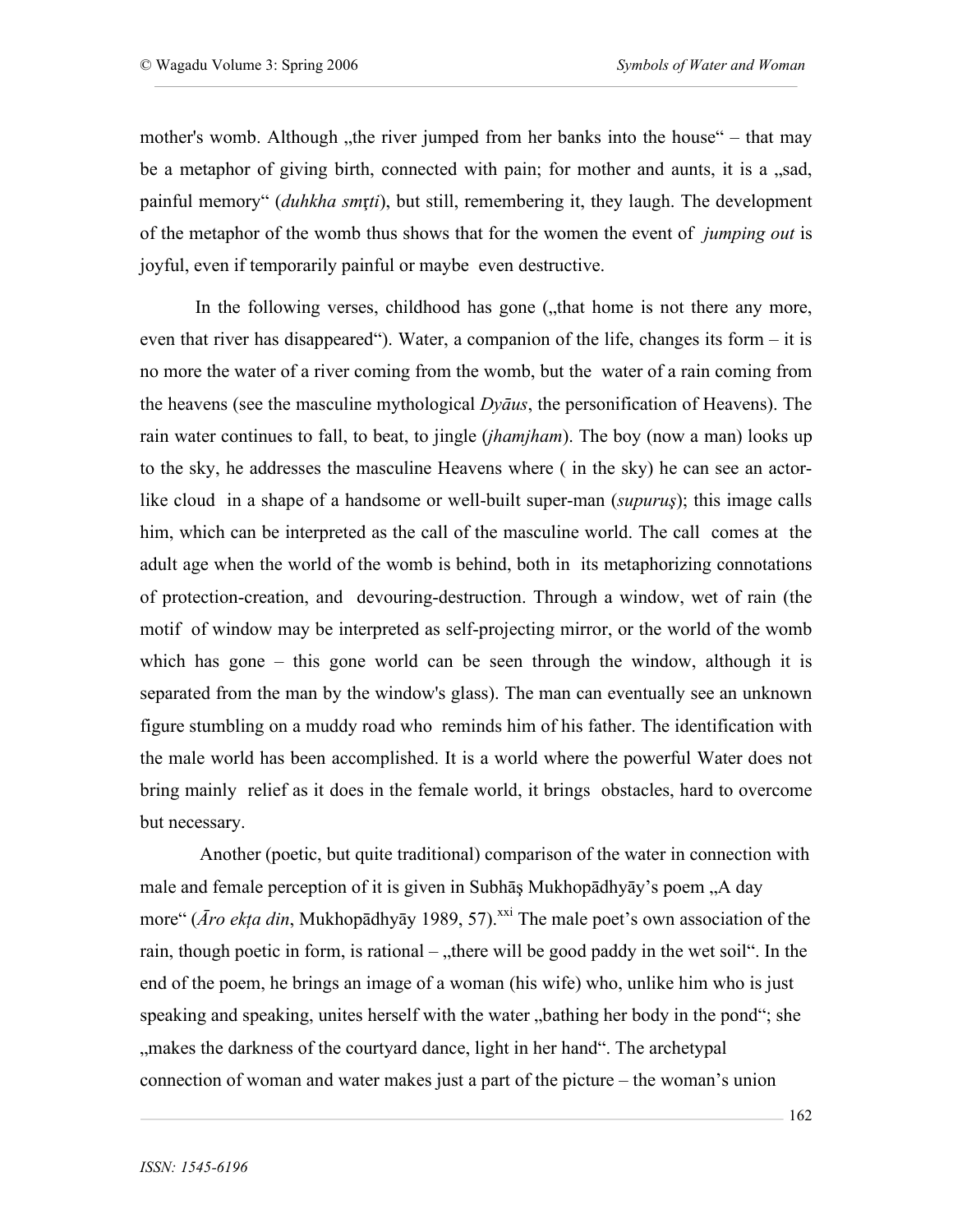mother's womb. Although „the river jumped from her banks into the house" – that may be a metaphor of giving birth, connected with pain; for mother and aunts, it is a „sad, painful memory" (*duhkha smṛti*), but still, remembering it, they laugh. The development of the metaphor of the womb thus shows that for the women the event of *jumping out* is joyful, even if temporarily painful or maybe even destructive.

In the following verses, childhood has gone („that home is not there any more, even that river has disappeared"). Water, a companion of the life, changes its form – it is no more the water of a river coming from the womb, but the water of a rain coming from the heavens (see the masculine mythological *Dyāus*, the personification of Heavens). The rain water continues to fall, to beat, to jingle (*jhamjham*). The boy (now a man) looks up to the sky, he addresses the masculine Heavens where ( in the sky) he can see an actor-like cloud in a shape of a handsome or well-built super-man (*supuruṣ*); this image calls him, which can be interpreted as the call of the masculine world. The call comes at the adult age when the world of the womb is behind, both in its metaphorizing connotations of protection-creation, and devouring-destruction. Through a window, wet of rain (the motif of window may be interpreted as self-projecting mirror, or the world of the womb which has gone – this gone world can be seen through the window, although it is separated from the man by the window's glass). The man can eventually see an unknown figure stumbling on a muddy road who reminds him of his father. The identification with the male world has been accomplished. It is a world where the powerful Water does not bring mainly relief as it does in the female world, it brings obstacles, hard to overcome but necessary.

Another (poetic, but quite traditional) comparison of the water in connection with male and female perception of it is given in Subhāṣ Mukhopādhyāy's poem „A day more" (*Āro ekṭa din*, Mukhopādhyāy 1989, 57).[xxi] The male poet's own association of the rain, though poetic in form, is rational – „there will be good paddy in the wet soil". In the end of the poem, he brings an image of a woman (his wife) who, unlike him who is just speaking and speaking, unites herself with the water „bathing her body in the pond"; she „makes the darkness of the courtyard dance, light in her hand". The archetypal connection of woman and water makes just a part of the picture – the woman's union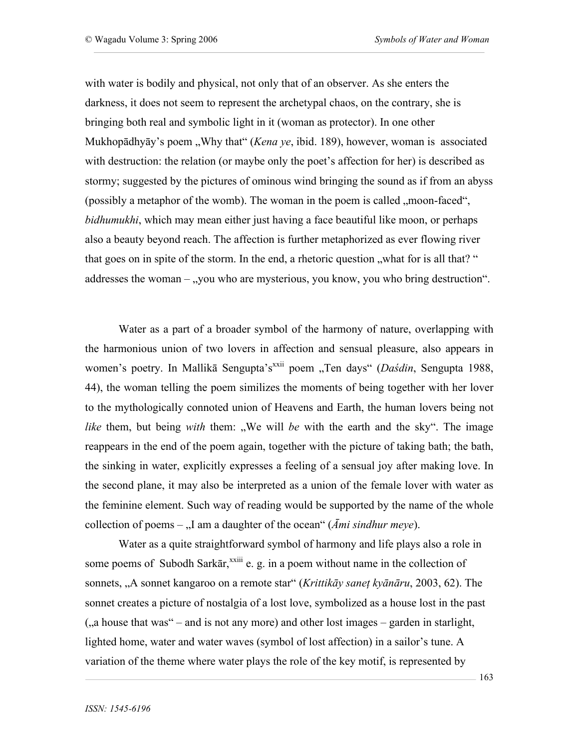with water is bodily and physical, not only that of an observer. As she enters the darkness, it does not seem to represent the archetypal chaos, on the contrary, she is bringing both real and symbolic light in it (woman as protector). In one other Mukhopādhyāy's poem „Why that" (*Kena ye*, ibid. 189), however, woman is associated with destruction: the relation (or maybe only the poet's affection for her) is described as stormy; suggested by the pictures of ominous wind bringing the sound as if from an abyss (possibly a metaphor of the womb). The woman in the poem is called „moon-faced", *bidhumukhi*, which may mean either just having a face beautiful like moon, or perhaps also a beauty beyond reach. The affection is further metaphorized as ever flowing river that goes on in spite of the storm. In the end, a rhetoric question „what for is all that? " addresses the woman – „you who are mysterious, you know, you who bring destruction".

Water as a part of a broader symbol of the harmony of nature, overlapping with the harmonious union of two lovers in affection and sensual pleasure, also appears in women's poetry. In Mallikā Sengupta's[xxii] poem „Ten days" (*Daśdin*, Sengupta 1988, 44), the woman telling the poem similizes the moments of being together with her lover to the mythologically connoted union of Heavens and Earth, the human lovers being not *like* them, but being *with* them: „We will *be* with the earth and the sky". The image reappears in the end of the poem again, together with the picture of taking bath; the bath, the sinking in water, explicitly expresses a feeling of a sensual joy after making love. In the second plane, it may also be interpreted as a union of the female lover with water as the feminine element. Such way of reading would be supported by the name of the whole collection of poems – „I am a daughter of the ocean" (*Āmi sindhur meye*).

Water as a quite straightforward symbol of harmony and life plays also a role in some poems of Subodh Sarkār,[xxiii] e. g. in a poem without name in the collection of sonnets, „A sonnet kangaroo on a remote star" (*Krittikāy saneṭ kyānāru*, 2003, 62). The sonnet creates a picture of nostalgia of a lost love, symbolized as a house lost in the past („a house that was" – and is not any more) and other lost images – garden in starlight, lighted home, water and water waves (symbol of lost affection) in a sailor's tune. A variation of the theme where water plays the role of the key motif, is represented by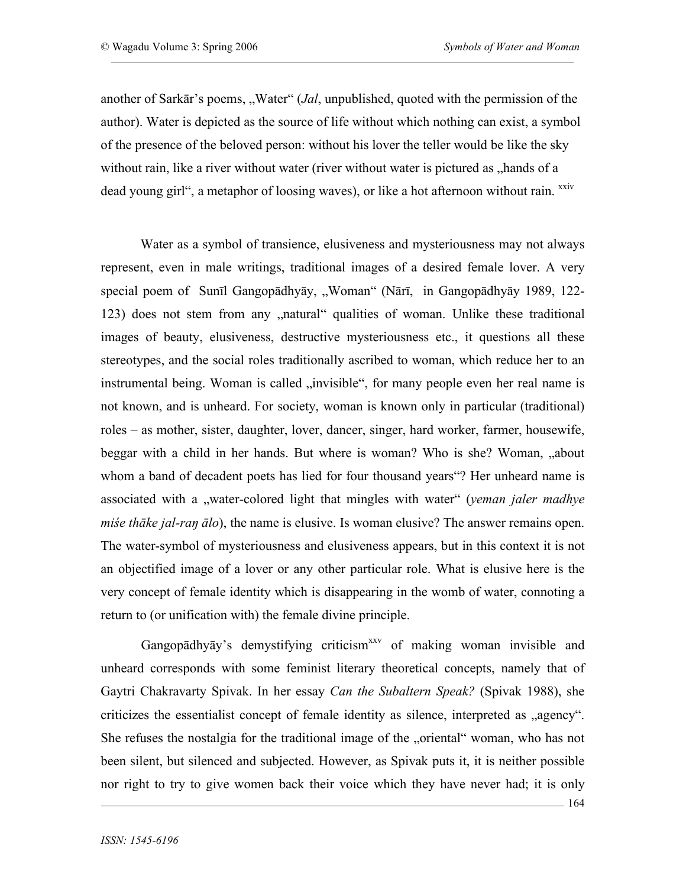another of Sarkār's poems, „Water" (*Jal*, unpublished, quoted with the permission of the author). Water is depicted as the source of life without which nothing can exist, a symbol of the presence of the beloved person: without his lover the teller would be like the sky without rain, like a river without water (river without water is pictured as „hands of a dead young girl", a metaphor of loosing waves), or like a hot afternoon without rain. [xxiv]

Water as a symbol of transience, elusiveness and mysteriousness may not always represent, even in male writings, traditional images of a desired female lover. A very special poem of Sunīl Gangopādhyāy, „Woman" (Nārī, in Gangopādhyāy 1989, 122-123) does not stem from any „natural" qualities of woman. Unlike these traditional images of beauty, elusiveness, destructive mysteriousness etc., it questions all these stereotypes, and the social roles traditionally ascribed to woman, which reduce her to an instrumental being. Woman is called „invisible", for many people even her real name is not known, and is unheard. For society, woman is known only in particular (traditional) roles – as mother, sister, daughter, lover, dancer, singer, hard worker, farmer, housewife, beggar with a child in her hands. But where is woman? Who is she? Woman, „about whom a band of decadent poets has lied for four thousand years"? Her unheard name is associated with a „water-colored light that mingles with water" (*yeman jaler madhye miśe thāke jal-raŋ ālo*), the name is elusive. Is woman elusive? The answer remains open. The water-symbol of mysteriousness and elusiveness appears, but in this context it is not an objectified image of a lover or any other particular role. What is elusive here is the very concept of female identity which is disappearing in the womb of water, connoting a return to (or unification with) the female divine principle.

Gangopādhyāy's demystifying criticism[xxv] of making woman invisible and unheard corresponds with some feminist literary theoretical concepts, namely that of Gaytri Chakravarty Spivak. In her essay *Can the Subaltern Speak?* (Spivak 1988), she criticizes the essentialist concept of female identity as silence, interpreted as „agency". She refuses the nostalgia for the traditional image of the „oriental" woman, who has not been silent, but silenced and subjected. However, as Spivak puts it, it is neither possible nor right to try to give women back their voice which they have never had; it is only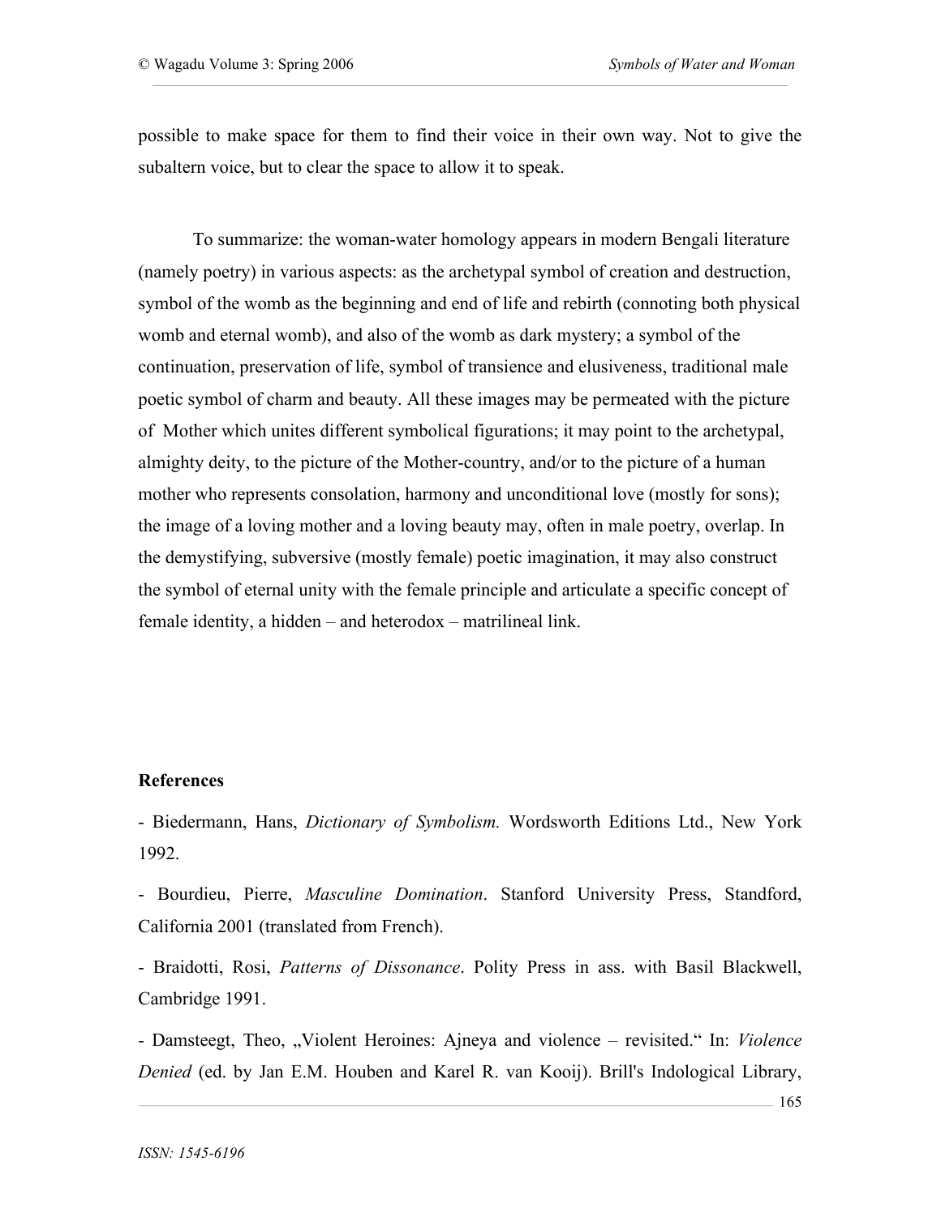possible to make space for them to find their voice in their own way. Not to give the subaltern voice, but to clear the space to allow it to speak.

To summarize: the woman-water homology appears in modern Bengali literature (namely poetry) in various aspects: as the archetypal symbol of creation and destruction, symbol of the womb as the beginning and end of life and rebirth (connoting both physical womb and eternal womb), and also of the womb as dark mystery; a symbol of the continuation, preservation of life, symbol of transience and elusiveness, traditional male poetic symbol of charm and beauty. All these images may be permeated with the picture of Mother which unites different symbolical figurations; it may point to the archetypal, almighty deity, to the picture of the Mother-country, and/or to the picture of a human mother who represents consolation, harmony and unconditional love (mostly for sons); the image of a loving mother and a loving beauty may, often in male poetry, overlap. In the demystifying, subversive (mostly female) poetic imagination, it may also construct the symbol of eternal unity with the female principle and articulate a specific concept of female identity, a hidden – and heterodox – matrilineal link.

**References**

- Biedermann, Hans, *Dictionary of Symbolism.* Wordsworth Editions Ltd., New York 1992.

- Bourdieu, Pierre, *Masculine Domination*. Stanford University Press, Standford, California 2001 (translated from French).

- Braidotti, Rosi, *Patterns of Dissonance*. Polity Press in ass. with Basil Blackwell, Cambridge 1991.

- Damsteegt, Theo, „Violent Heroines: Ajneya and violence – revisited." In: *Violence Denied* (ed. by Jan E.M. Houben and Karel R. van Kooij). Brill's Indological Library,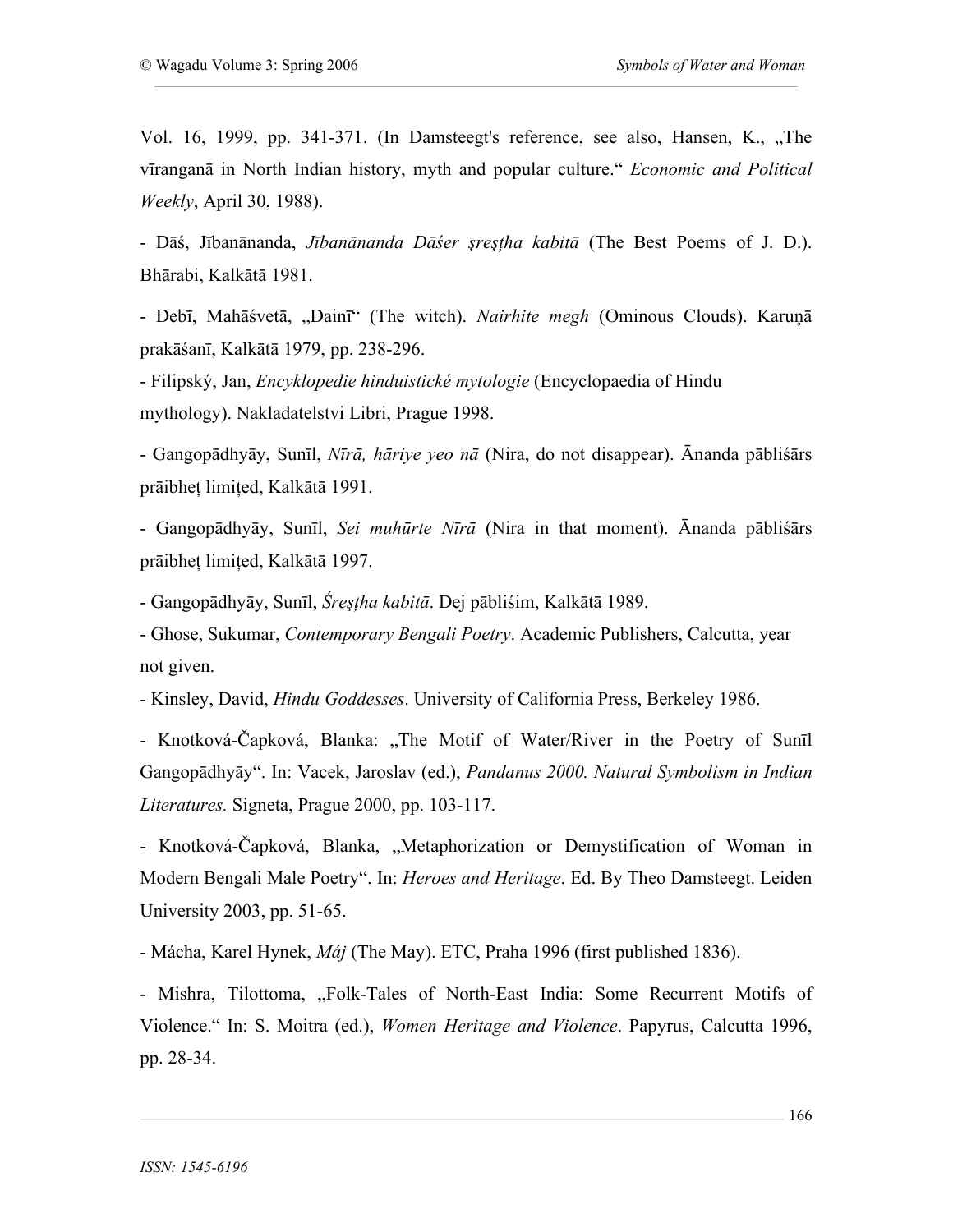Vol. 16, 1999, pp. 341-371. (In Damsteegt's reference, see also, Hansen, K., „The vīranganā in North Indian history, myth and popular culture.“ *Economic and Political Weekly*, April 30, 1988).

- Dāś, Jībanānanda, *Jībanānanda Dāśer şreşṭha kabitā* (The Best Poems of J. D.). Bhārabi, Kalkātā 1981.

- Debī, Mahāśvetā, „Dainī“ (The witch). *Nairhite megh* (Ominous Clouds). Karuṇā prakāśanī, Kalkātā 1979, pp. 238-296.

- Filipský, Jan, *Encyklopedie hinduistické mytologie* (Encyclopaedia of Hindu mythology). Nakladatelstvi Libri, Prague 1998.

- Gangopādhyāy, Sunīl, *Nīrā, hāriye yeo nā* (Nira, do not disappear). Ānanda pābliśārs prāibheṭ limiṭed, Kalkātā 1991.

- Gangopādhyāy, Sunīl, *Sei muhūrte Nīrā* (Nira in that moment). Ānanda pābliśārs prāibheṭ limiṭed, Kalkātā 1997.

- Gangopādhyāy, Sunīl, *Śreşṭha kabitā*. Dej pābliśim, Kalkātā 1989.

- Ghose, Sukumar, *Contemporary Bengali Poetry*. Academic Publishers, Calcutta, year not given.

- Kinsley, David, *Hindu Goddesses*. University of California Press, Berkeley 1986.

- Knotková-Čapková, Blanka: „The Motif of Water/River in the Poetry of Sunīl Gangopādhyāy“. In: Vacek, Jaroslav (ed.), *Pandanus 2000. Natural Symbolism in Indian Literatures.* Signeta, Prague 2000, pp. 103-117.

- Knotková-Čapková, Blanka, „Metaphorization or Demystification of Woman in Modern Bengali Male Poetry“. In: *Heroes and Heritage*. Ed. By Theo Damsteegt. Leiden University 2003, pp. 51-65.

- Mácha, Karel Hynek, *Máj* (The May). ETC, Praha 1996 (first published 1836).

- Mishra, Tilottoma, „Folk-Tales of North-East India: Some Recurrent Motifs of Violence.“ In: S. Moitra (ed.), *Women Heritage and Violence*. Papyrus, Calcutta 1996, pp. 28-34.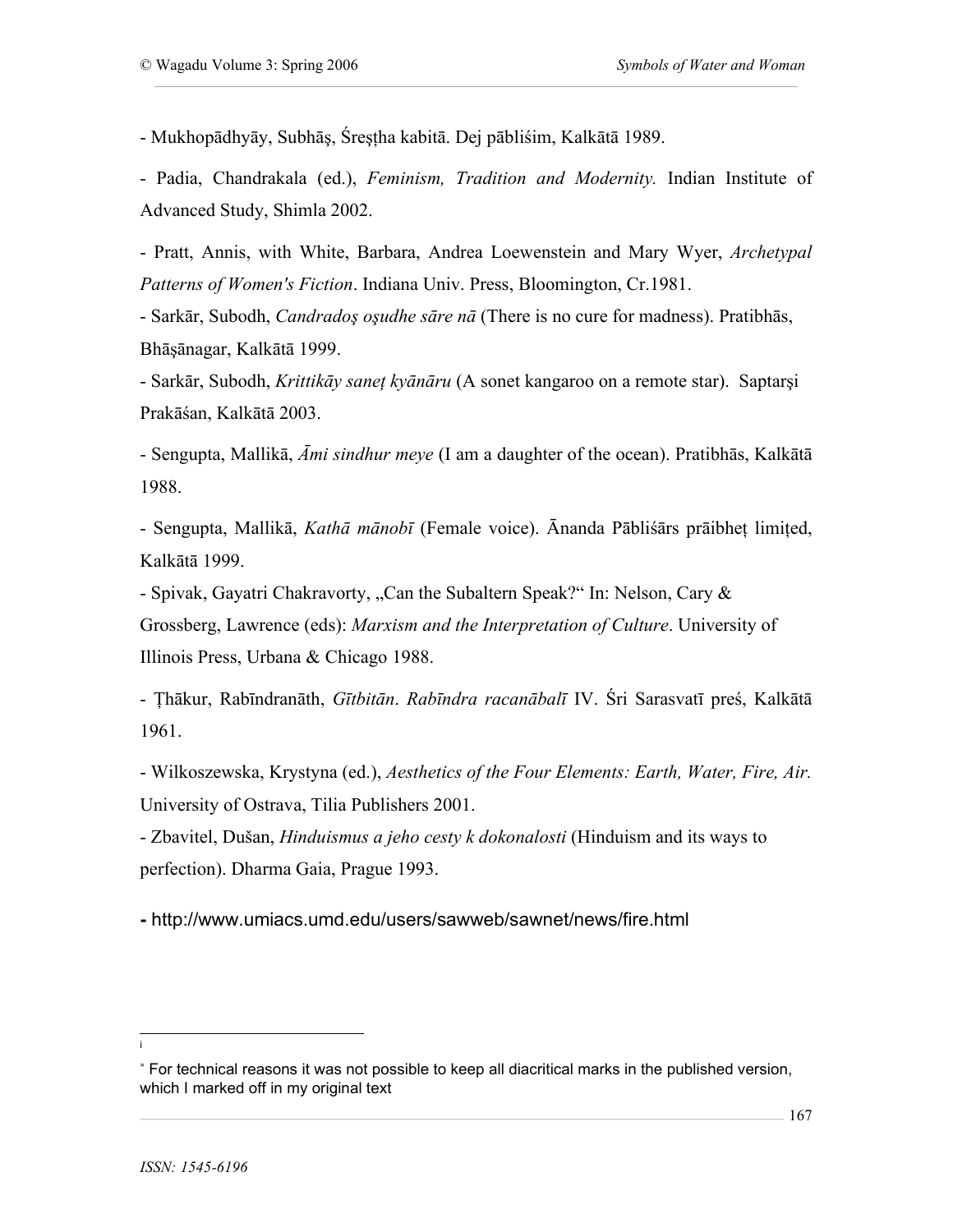- Mukhopādhyāy, Subhāş, Śreșțha kabitā. Dej pābliśim, Kalkātā 1989.

- Padia, Chandrakala (ed.), *Feminism, Tradition and Modernity.* Indian Institute of Advanced Study, Shimla 2002.

- Pratt, Annis, with White, Barbara, Andrea Loewenstein and Mary Wyer, *Archetypal Patterns of Women's Fiction*. Indiana Univ. Press, Bloomington, Cr.1981.

- Sarkār, Subodh, *Candradoş oşudhe sāre nā* (There is no cure for madness). Pratibhās, Bhāşānagar, Kalkātā 1999.

- Sarkār, Subodh, *Krittikāy saneț kyānāru* (A sonet kangaroo on a remote star). Saptarşi Prakāśan, Kalkātā 2003.

- Sengupta, Mallikā, *Āmi sindhur meye* (I am a daughter of the ocean). Pratibhās, Kalkātā 1988.

- Sengupta, Mallikā, *Kathā mānobī* (Female voice). Ānanda Pābliśārs prāibheț limițed, Kalkātā 1999.

- Spivak, Gayatri Chakravorty, „Can the Subaltern Speak?" In: Nelson, Cary & Grossberg, Lawrence (eds): *Marxism and the Interpretation of Culture*. University of Illinois Press, Urbana & Chicago 1988.

- Țhākur, Rabīndranāth, *Gītbitān*. *Rabīndra racanābalī* IV. Śri Sarasvatī preś, Kalkātā 1961.

- Wilkoszewska, Krystyna (ed.), *Aesthetics of the Four Elements: Earth, Water, Fire, Air.* University of Ostrava, Tilia Publishers 2001.

- Zbavitel, Dušan, *Hinduismus a jeho cesty k dokonalosti* (Hinduism and its ways to perfection). Dharma Gaia, Prague 1993.

- http://www.umiacs.umd.edu/users/sawweb/sawnet/news/fire.html

---

i

* For technical reasons it was not possible to keep all diacritical marks in the published version, which I marked off in my original text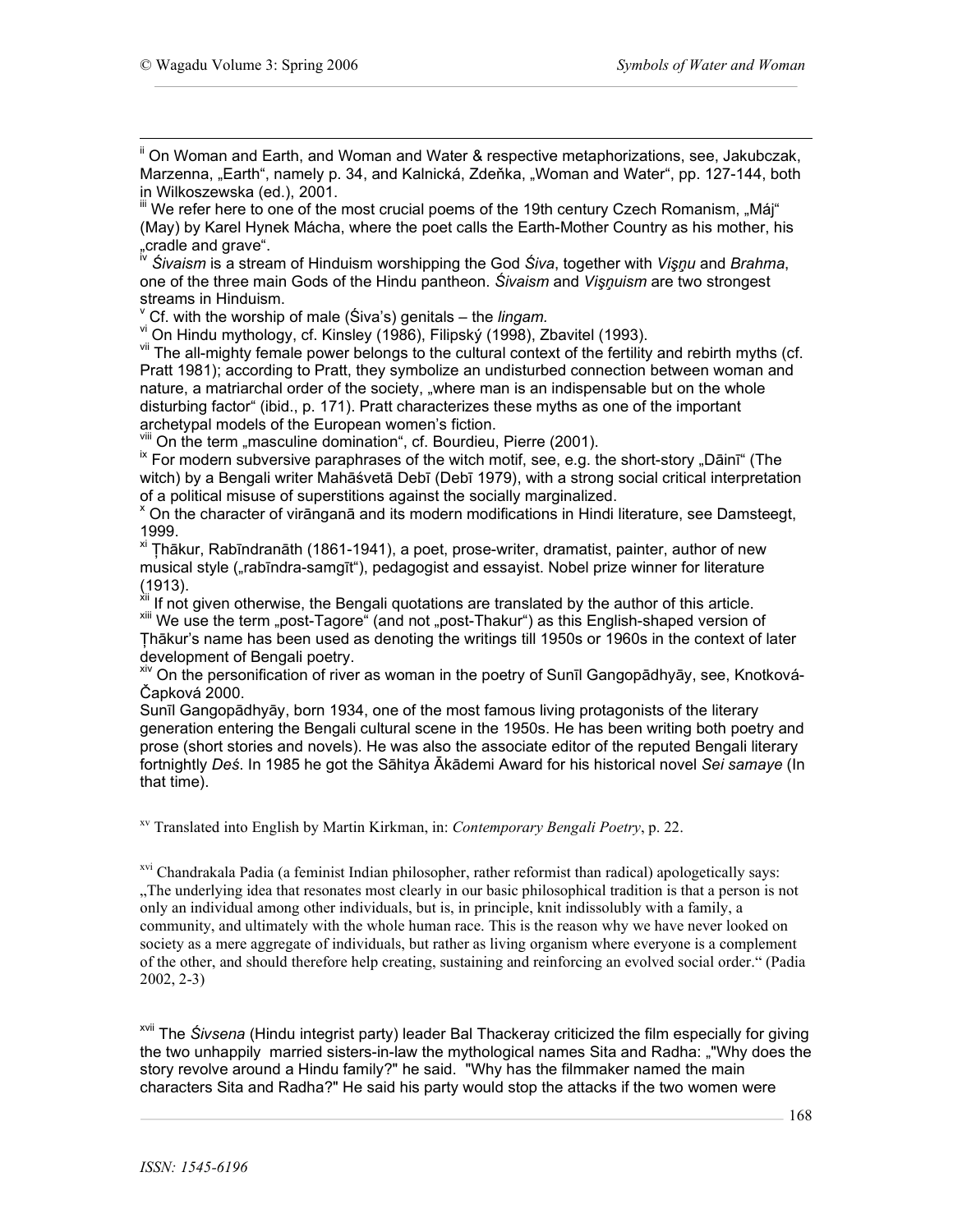[ii] On Woman and Earth, and Woman and Water & respective metaphorizations, see, Jakubczak, Marzenna, „Earth", namely p. 34, and Kalnická, Zdeňka, „Woman and Water", pp. 127-144, both in Wilkoszewska (ed.), 2001.

[iii] We refer here to one of the most crucial poems of the 19th century Czech Romanism, „Máj" (May) by Karel Hynek Mácha, where the poet calls the Earth-Mother Country as his mother, his „cradle and grave".

[iv] *Śivaism* is a stream of Hinduism worshipping the God *Śiva*, together with *Viṣṇu* and *Brahma*, one of the three main Gods of the Hindu pantheon. *Śivaism* and *Viṣṇuism* are two strongest streams in Hinduism.

[v] Cf. with the worship of male (Śiva's) genitals – the *lingam.*

[vi] On Hindu mythology, cf. Kinsley (1986), Filipský (1998), Zbavitel (1993).

[vii] The all-mighty female power belongs to the cultural context of the fertility and rebirth myths (cf. Pratt 1981); according to Pratt, they symbolize an undisturbed connection between woman and nature, a matriarchal order of the society, „where man is an indispensable but on the whole disturbing factor" (ibid., p. 171). Pratt characterizes these myths as one of the important archetypal models of the European women's fiction.

[viii] On the term „masculine domination", cf. Bourdieu, Pierre (2001).

[ix] For modern subversive paraphrases of the witch motif, see, e.g. the short-story „Dāinī" (The witch) by a Bengali writer Mahāśvetā Debī (Debī 1979), with a strong social critical interpretation of a political misuse of superstitions against the socially marginalized.

[x] On the character of virāṅganā and its modern modifications in Hindi literature, see Damsteegt, 1999.

[xi] Ṭhākur, Rabīndranāth (1861-1941), a poet, prose-writer, dramatist, painter, author of new musical style („rabīndra-saṃgīt"), pedagogist and essayist. Nobel prize winner for literature (1913).

[xii] If not given otherwise, the Bengali quotations are translated by the author of this article.

[xiii] We use the term „post-Tagore" (and not „post-Thakur") as this English-shaped version of Ṭhākur's name has been used as denoting the writings till 1950s or 1960s in the context of later development of Bengali poetry.

[xiv] On the personification of river as woman in the poetry of Sunīl Gangopādhyāy, see, Knotková-Čapková 2000.

Sunīl Gangopādhyāy, born 1934, one of the most famous living protagonists of the literary generation entering the Bengali cultural scene in the 1950s. He has been writing both poetry and prose (short stories and novels). He was also the associate editor of the reputed Bengali literary fortnightly *Deś*. In 1985 he got the Sāhitya Ākādemi Award for his historical novel *Sei samaye* (In that time).

[xv] Translated into English by Martin Kirkman, in: *Contemporary Bengali Poetry*, p. 22.

[xvi] Chandrakala Padia (a feminist Indian philosopher, rather reformist than radical) apologetically says: „The underlying idea that resonates most clearly in our basic philosophical tradition is that a person is not only an individual among other individuals, but is, in principle, knit indissolubly with a family, a community, and ultimately with the whole human race. This is the reason why we have never looked on society as a mere aggregate of individuals, but rather as living organism where everyone is a complement of the other, and should therefore help creating, sustaining and reinforcing an evolved social order." (Padia 2002, 2-3)

[xvii] The *Śivsena* (Hindu integrist party) leader Bal Thackeray criticized the film especially for giving the two unhappily married sisters-in-law the mythological names Sita and Radha: „"Why does the story revolve around a Hindu family?" he said. "Why has the filmmaker named the main characters Sita and Radha?" He said his party would stop the attacks if the two women were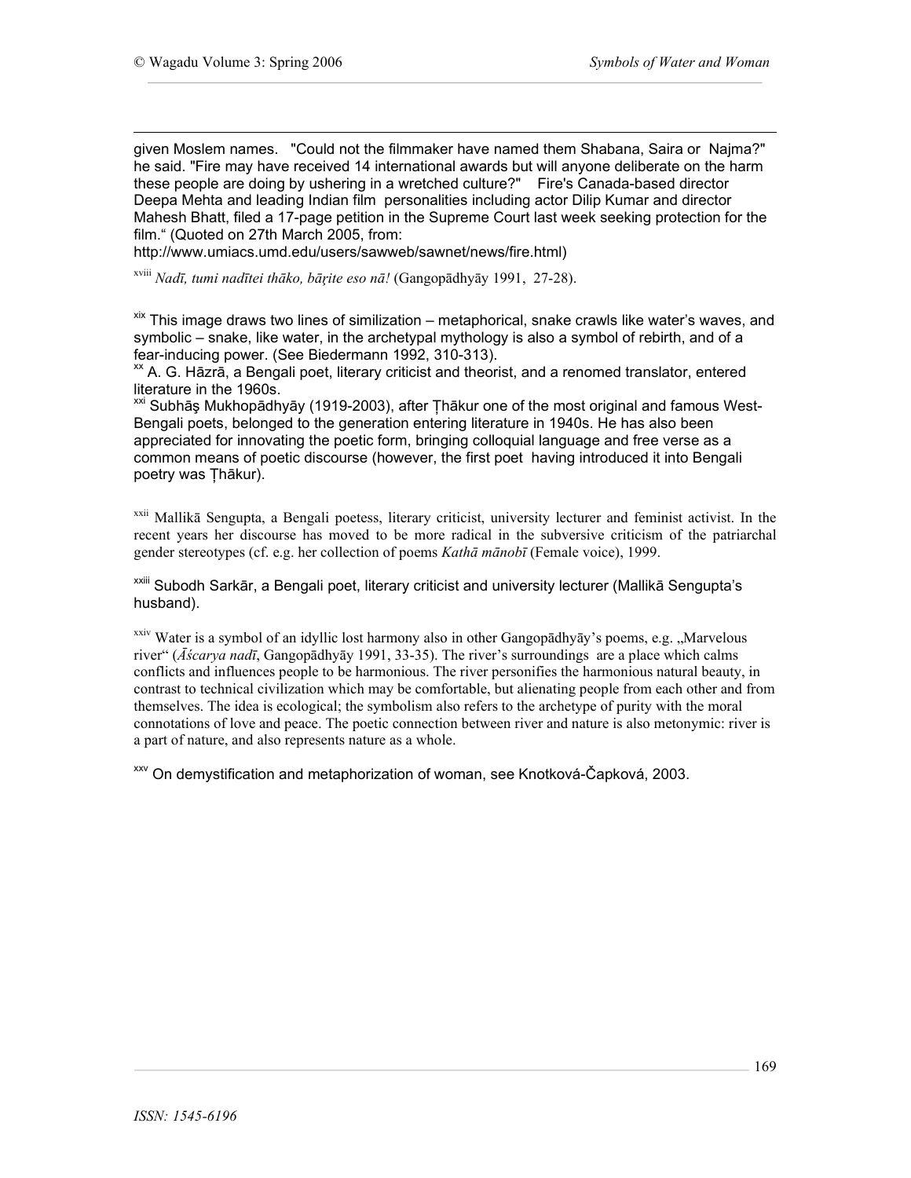given Moslem names. "Could not the filmmaker have named them Shabana, Saira or Najma?" he said. "Fire may have received 14 international awards but will anyone deliberate on the harm these people are doing by ushering in a wretched culture?" Fire's Canada-based director Deepa Mehta and leading Indian film personalities including actor Dilip Kumar and director Mahesh Bhatt, filed a 17-page petition in the Supreme Court last week seeking protection for the film." (Quoted on 27th March 2005, from: http://www.umiacs.umd.edu/users/sawweb/sawnet/news/fire.html)

[xviii] *Nadī, tumi nadītei thāko, bāṛite eso nā!* (Gangopādhyāy 1991, 27-28).

[xix] This image draws two lines of similization – metaphorical, snake crawls like water's waves, and symbolic – snake, like water, in the archetypal mythology is also a symbol of rebirth, and of a fear-inducing power. (See Biedermann 1992, 310-313).

[xx] A. G. Hāzrā, a Bengali poet, literary criticist and theorist, and a renomed translator, entered literature in the 1960s.

[xxi] Subhāş Mukhopādhyāy (1919-2003), after Ṭhākur one of the most original and famous West-Bengali poets, belonged to the generation entering literature in 1940s. He has also been appreciated for innovating the poetic form, bringing colloquial language and free verse as a common means of poetic discourse (however, the first poet having introduced it into Bengali poetry was Ṭhākur).

[xxii] Mallikā Sengupta, a Bengali poetess, literary criticist, university lecturer and feminist activist. In the recent years her discourse has moved to be more radical in the subversive criticism of the patriarchal gender stereotypes (cf. e.g. her collection of poems *Kathā mānobī* (Female voice), 1999.

[xxiii] Subodh Sarkār, a Bengali poet, literary criticist and university lecturer (Mallikā Sengupta's husband).

[xxiv] Water is a symbol of an idyllic lost harmony also in other Gangopādhyāy's poems, e.g. „Marvelous river" (*Āścarya nadī*, Gangopādhyāy 1991, 33-35). The river's surroundings are a place which calms conflicts and influences people to be harmonious. The river personifies the harmonious natural beauty, in contrast to technical civilization which may be comfortable, but alienating people from each other and from themselves. The idea is ecological; the symbolism also refers to the archetype of purity with the moral connotations of love and peace. The poetic connection between river and nature is also metonymic: river is a part of nature, and also represents nature as a whole.

[xxv] On demystification and metaphorization of woman, see Knotková-Čapková, 2003.